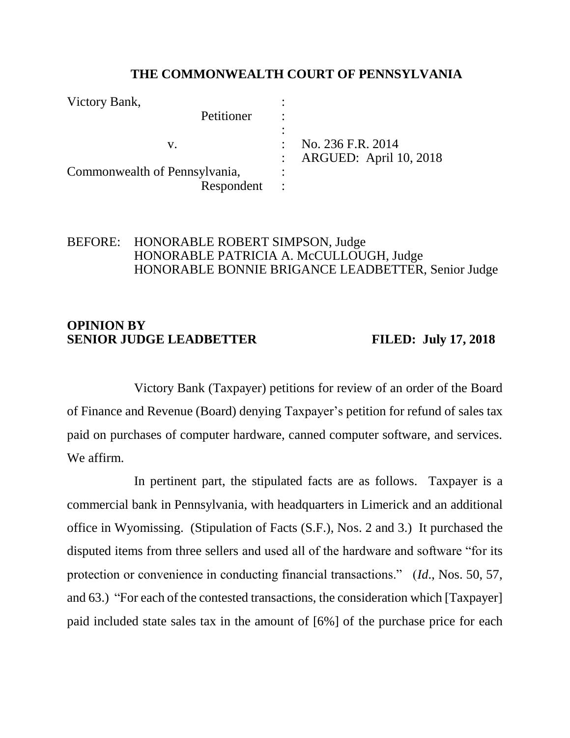# THE COMMONWEALTH COURT OF PENNSYLVANIA

| | | |
|---|---|---|
| Victory Bank, | : | |
| Petitioner | : | |
| | : | |
| v. | : | No. 236 F.R. 2014 |
| | : | ARGUED: April 10, 2018 |
| Commonwealth of Pennsylvania, | : | |
| Respondent | : | |

BEFORE: HONORABLE ROBERT SIMPSON, Judge
HONORABLE PATRICIA A. McCULLOUGH, Judge
HONORABLE BONNIE BRIGANCE LEADBETTER, Senior Judge

**OPINION BY**
**SENIOR JUDGE LEADBETTER** **FILED: July 17, 2018**

Victory Bank (Taxpayer) petitions for review of an order of the Board of Finance and Revenue (Board) denying Taxpayer's petition for refund of sales tax paid on purchases of computer hardware, canned computer software, and services. We affirm.

In pertinent part, the stipulated facts are as follows. Taxpayer is a commercial bank in Pennsylvania, with headquarters in Limerick and an additional office in Wyomissing. (Stipulation of Facts (S.F.), Nos. 2 and 3.) It purchased the disputed items from three sellers and used all of the hardware and software "for its protection or convenience in conducting financial transactions." (*Id.*, Nos. 50, 57, and 63.) "For each of the contested transactions, the consideration which [Taxpayer] paid included state sales tax in the amount of [6%] of the purchase price for each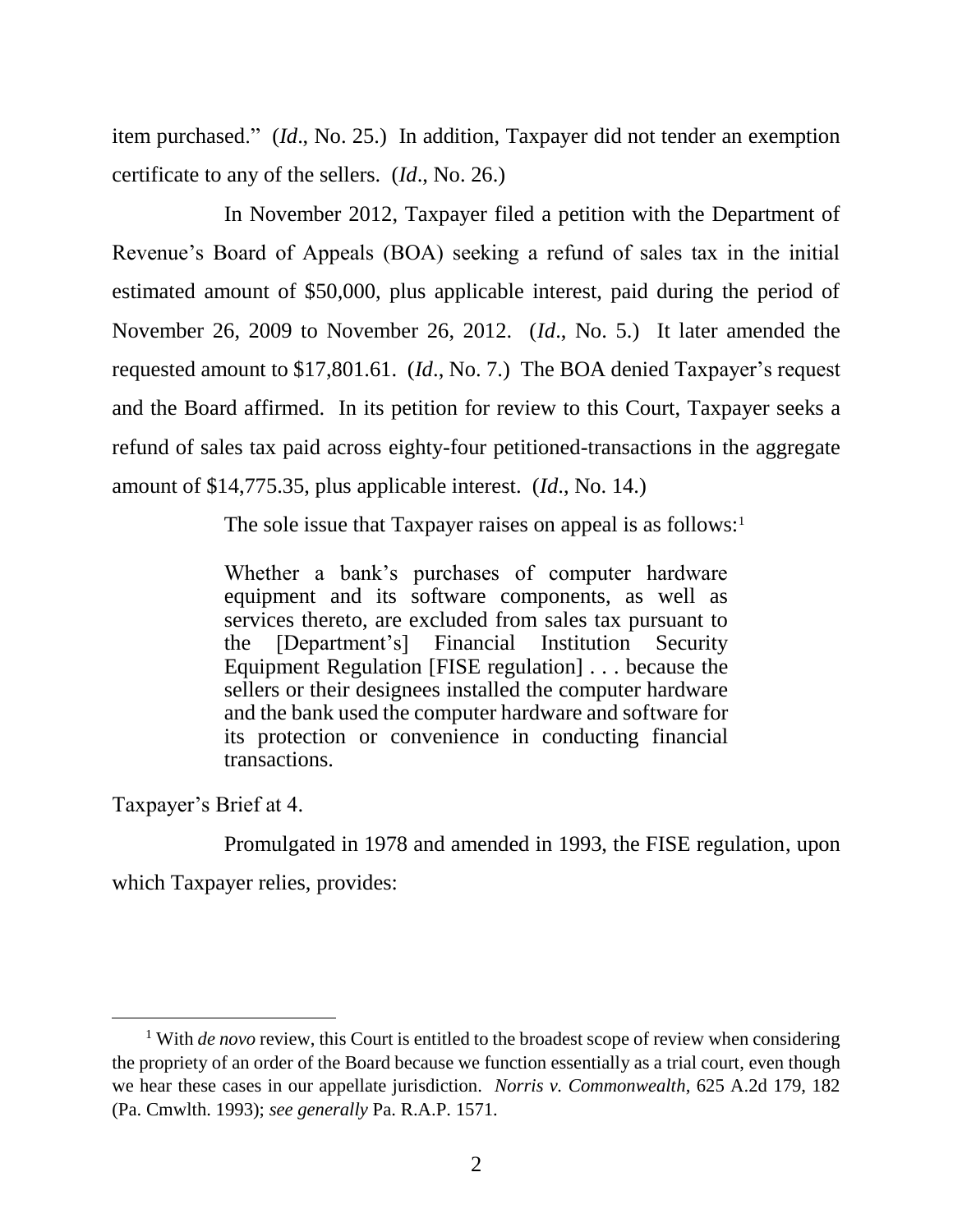item purchased." (*Id*., No. 25.) In addition, Taxpayer did not tender an exemption certificate to any of the sellers. (*Id*., No. 26.)

In November 2012, Taxpayer filed a petition with the Department of Revenue's Board of Appeals (BOA) seeking a refund of sales tax in the initial estimated amount of $50,000, plus applicable interest, paid during the period of November 26, 2009 to November 26, 2012. (*Id*., No. 5.) It later amended the requested amount to $17,801.61. (*Id*., No. 7.) The BOA denied Taxpayer's request and the Board affirmed. In its petition for review to this Court, Taxpayer seeks a refund of sales tax paid across eighty-four petitioned-transactions in the aggregate amount of $14,775.35, plus applicable interest. (*Id*., No. 14.)

The sole issue that Taxpayer raises on appeal is as follows:[1]

> Whether a bank's purchases of computer hardware equipment and its software components, as well as services thereto, are excluded from sales tax pursuant to the [Department's] Financial Institution Security Equipment Regulation [FISE regulation] . . . because the sellers or their designees installed the computer hardware and the bank used the computer hardware and software for its protection or convenience in conducting financial transactions.

Taxpayer's Brief at 4.

Promulgated in 1978 and amended in 1993, the FISE regulation, upon which Taxpayer relies, provides:

---

[1] With *de novo* review, this Court is entitled to the broadest scope of review when considering the propriety of an order of the Board because we function essentially as a trial court, even though we hear these cases in our appellate jurisdiction. *Norris v. Commonwealth*, 625 A.2d 179, 182 (Pa. Cmwlth. 1993); *see generally* Pa. R.A.P. 1571.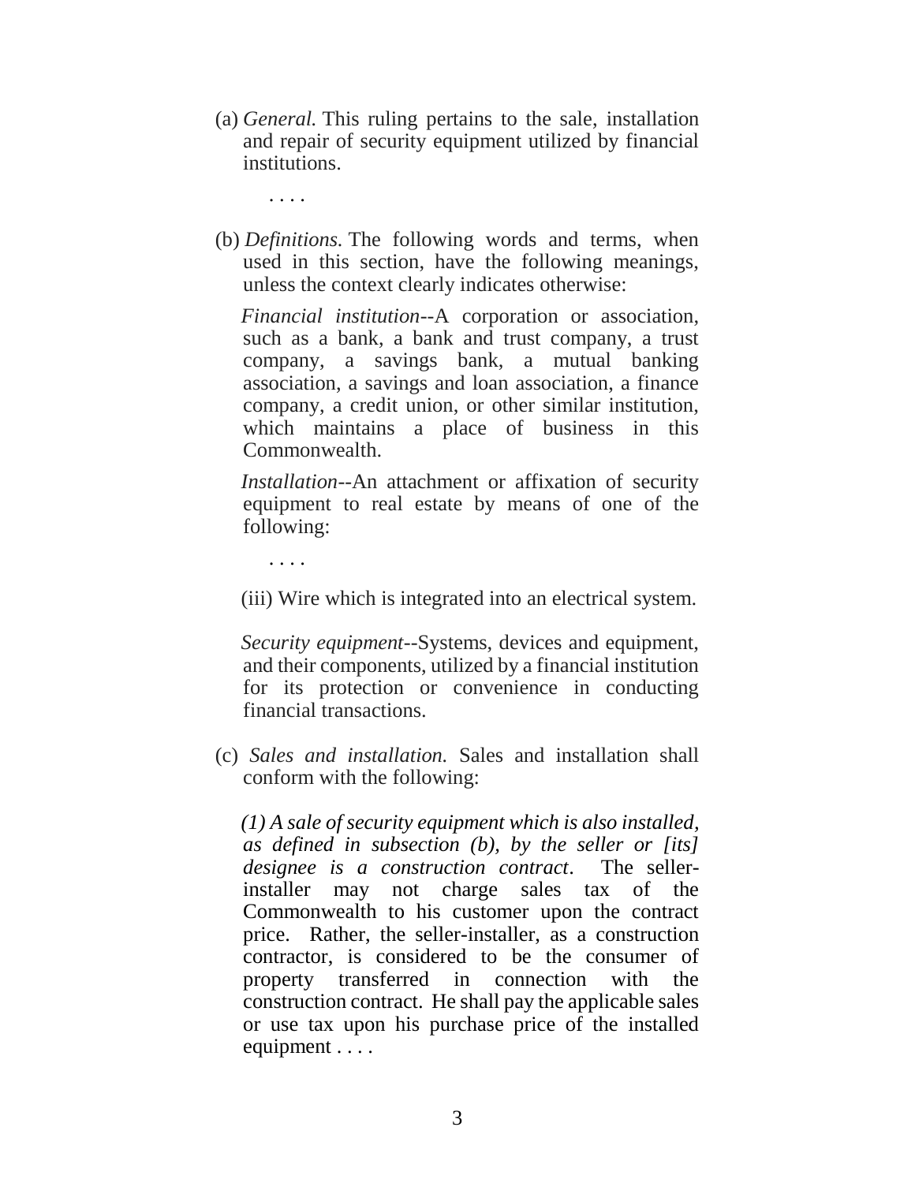(a) *General.* This ruling pertains to the sale, installation and repair of security equipment utilized by financial institutions.

. . . .

(b) *Definitions.* The following words and terms, when used in this section, have the following meanings, unless the context clearly indicates otherwise:

*Financial institution*--A corporation or association, such as a bank, a bank and trust company, a trust company, a savings bank, a mutual banking association, a savings and loan association, a finance company, a credit union, or other similar institution, which maintains a place of business in this Commonwealth.

*Installation*--An attachment or affixation of security equipment to real estate by means of one of the following:

. . . .

(iii) Wire which is integrated into an electrical system.

*Security equipment*--Systems, devices and equipment, and their components, utilized by a financial institution for its protection or convenience in conducting financial transactions.

(c) *Sales and installation.* Sales and installation shall conform with the following:

*(1) A sale of security equipment which is also installed, as defined in subsection (b), by the seller or [its] designee is a construction contract*. The seller-installer may not charge sales tax of the Commonwealth to his customer upon the contract price. Rather, the seller-installer, as a construction contractor, is considered to be the consumer of property transferred in connection with the construction contract. He shall pay the applicable sales or use tax upon his purchase price of the installed equipment . . . .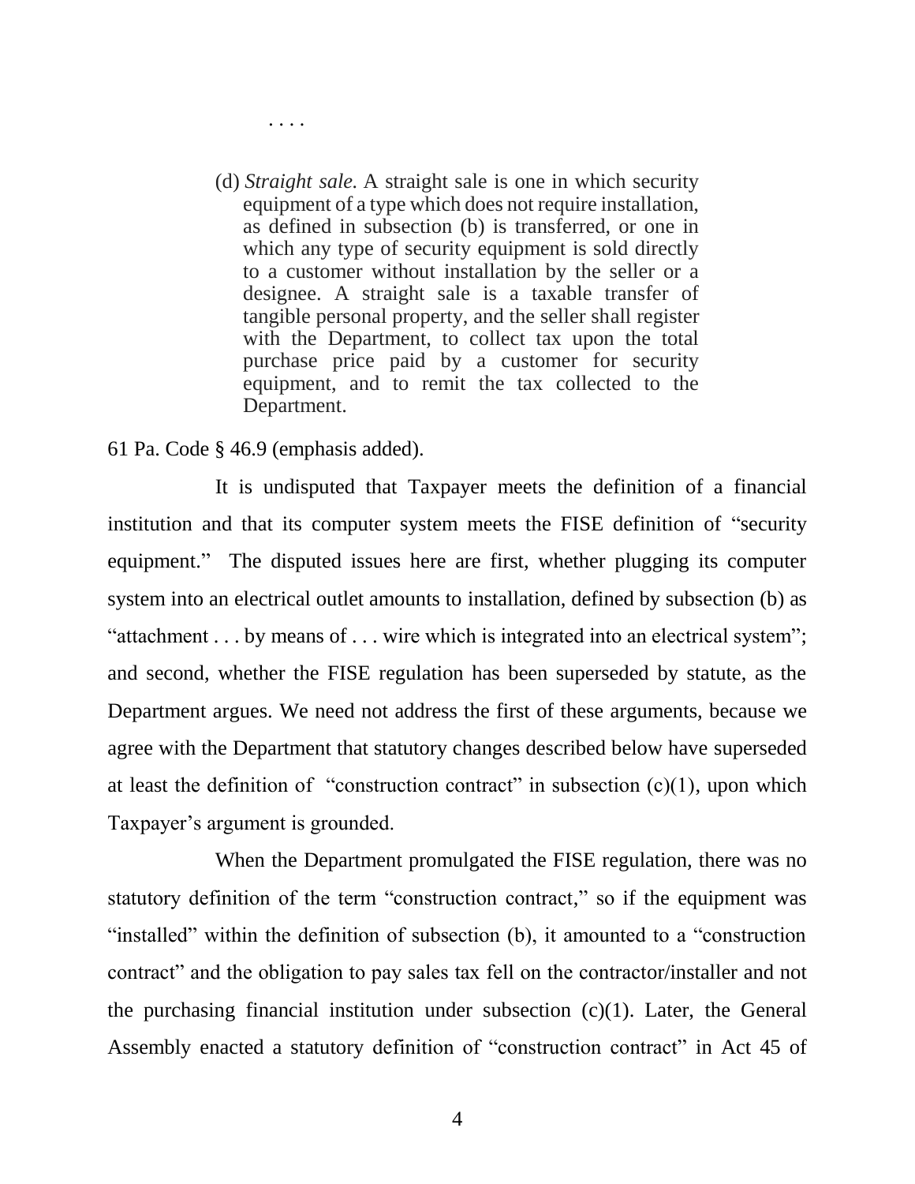. . . .

> (d) *Straight sale.* A straight sale is one in which security equipment of a type which does not require installation, as defined in subsection (b) is transferred, or one in which any type of security equipment is sold directly to a customer without installation by the seller or a designee. A straight sale is a taxable transfer of tangible personal property, and the seller shall register with the Department, to collect tax upon the total purchase price paid by a customer for security equipment, and to remit the tax collected to the Department.

61 Pa. Code § 46.9 (emphasis added).

It is undisputed that Taxpayer meets the definition of a financial institution and that its computer system meets the FISE definition of "security equipment." The disputed issues here are first, whether plugging its computer system into an electrical outlet amounts to installation, defined by subsection (b) as "attachment . . . by means of . . . wire which is integrated into an electrical system"; and second, whether the FISE regulation has been superseded by statute, as the Department argues. We need not address the first of these arguments, because we agree with the Department that statutory changes described below have superseded at least the definition of "construction contract" in subsection (c)(1), upon which Taxpayer's argument is grounded.

When the Department promulgated the FISE regulation, there was no statutory definition of the term "construction contract," so if the equipment was "installed" within the definition of subsection (b), it amounted to a "construction contract" and the obligation to pay sales tax fell on the contractor/installer and not the purchasing financial institution under subsection (c)(1). Later, the General Assembly enacted a statutory definition of "construction contract" in Act 45 of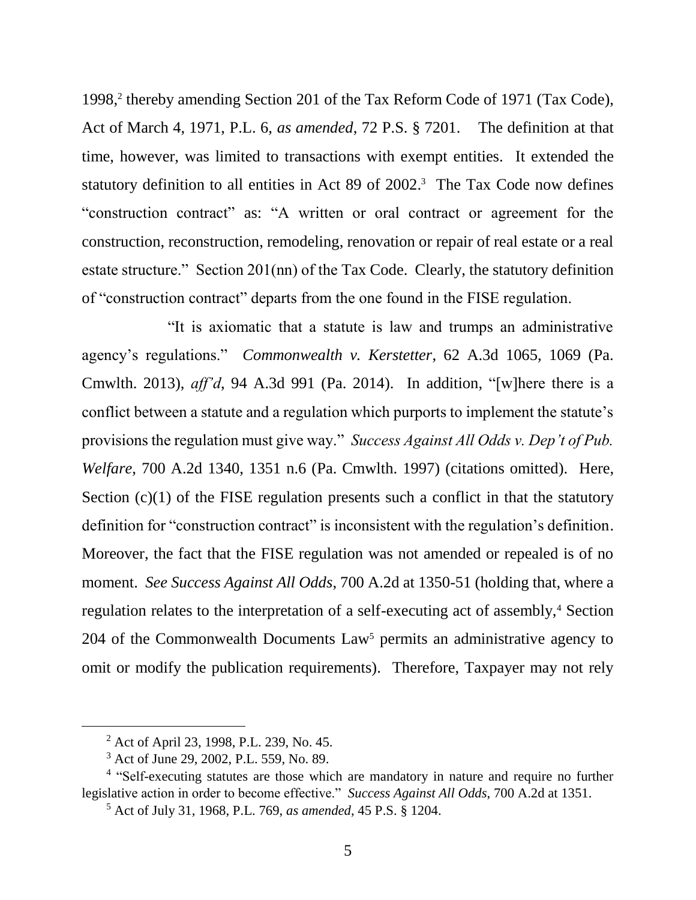1998,[2] thereby amending Section 201 of the Tax Reform Code of 1971 (Tax Code), Act of March 4, 1971, P.L. 6, *as amended*, 72 P.S. § 7201. The definition at that time, however, was limited to transactions with exempt entities. It extended the statutory definition to all entities in Act 89 of 2002.[3] The Tax Code now defines "construction contract" as: "A written or oral contract or agreement for the construction, reconstruction, remodeling, renovation or repair of real estate or a real estate structure." Section 201(nn) of the Tax Code. Clearly, the statutory definition of "construction contract" departs from the one found in the FISE regulation.

"It is axiomatic that a statute is law and trumps an administrative agency's regulations." *Commonwealth v. Kerstetter*, 62 A.3d 1065, 1069 (Pa. Cmwlth. 2013), *aff'd*, 94 A.3d 991 (Pa. 2014). In addition, "[w]here there is a conflict between a statute and a regulation which purports to implement the statute's provisions the regulation must give way." *Success Against All Odds v. Dep't of Pub. Welfare*, 700 A.2d 1340, 1351 n.6 (Pa. Cmwlth. 1997) (citations omitted). Here, Section (c)(1) of the FISE regulation presents such a conflict in that the statutory definition for "construction contract" is inconsistent with the regulation's definition. Moreover, the fact that the FISE regulation was not amended or repealed is of no moment. *See Success Against All Odds*, 700 A.2d at 1350-51 (holding that, where a regulation relates to the interpretation of a self-executing act of assembly,[4] Section 204 of the Commonwealth Documents Law[5] permits an administrative agency to omit or modify the publication requirements). Therefore, Taxpayer may not rely

---

[2] Act of April 23, 1998, P.L. 239, No. 45.

[3] Act of June 29, 2002, P.L. 559, No. 89.

[4] "Self-executing statutes are those which are mandatory in nature and require no further legislative action in order to become effective." *Success Against All Odds*, 700 A.2d at 1351.

[5] Act of July 31, 1968, P.L. 769, *as amended*, 45 P.S. § 1204.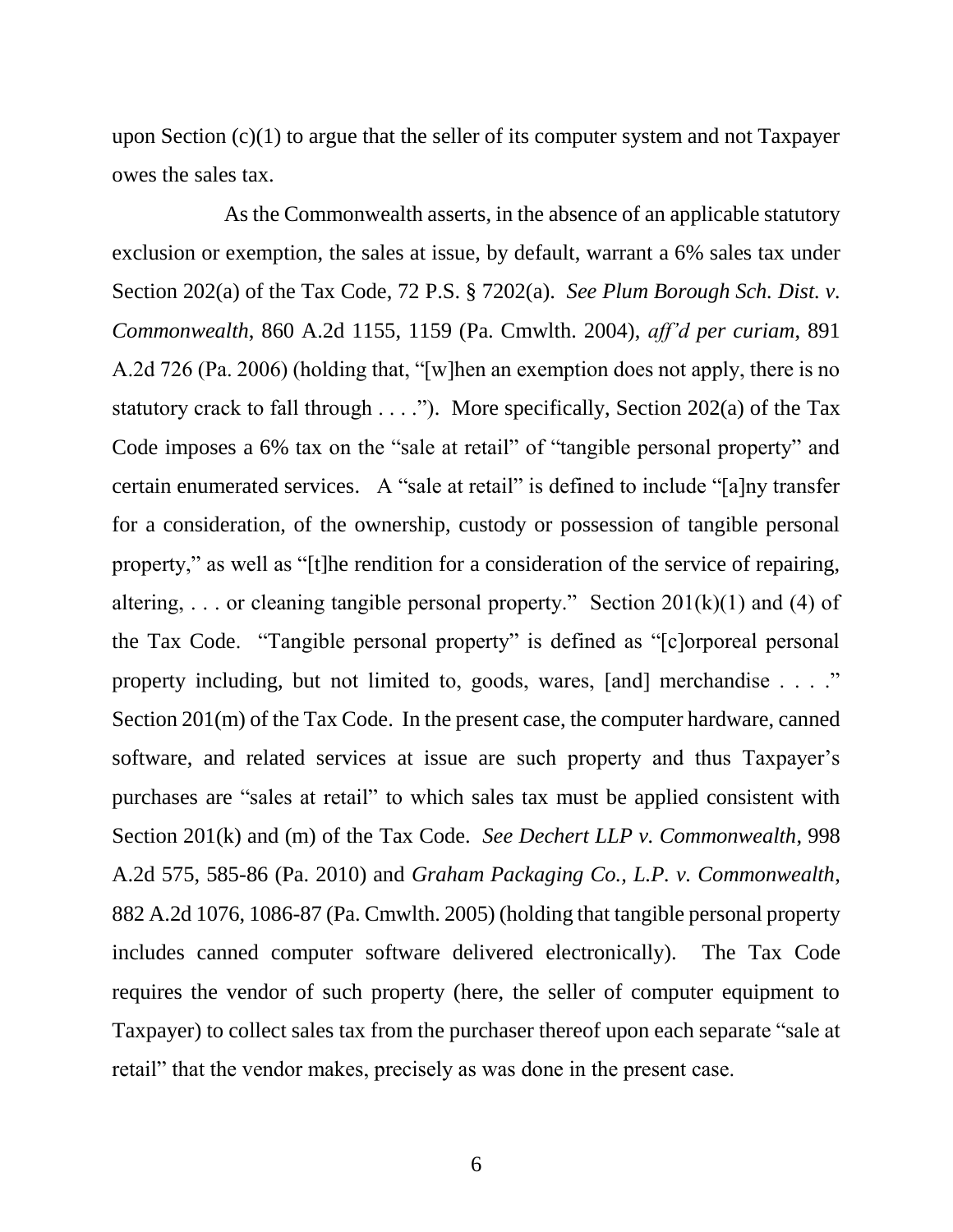upon Section (c)(1) to argue that the seller of its computer system and not Taxpayer owes the sales tax.

As the Commonwealth asserts, in the absence of an applicable statutory exclusion or exemption, the sales at issue, by default, warrant a 6% sales tax under Section 202(a) of the Tax Code, 72 P.S. § 7202(a). *See Plum Borough Sch. Dist. v. Commonwealth*, 860 A.2d 1155, 1159 (Pa. Cmwlth. 2004), *aff'd per curiam*, 891 A.2d 726 (Pa. 2006) (holding that, "[w]hen an exemption does not apply, there is no statutory crack to fall through . . . ."). More specifically, Section 202(a) of the Tax Code imposes a 6% tax on the "sale at retail" of "tangible personal property" and certain enumerated services. A "sale at retail" is defined to include "[a]ny transfer for a consideration, of the ownership, custody or possession of tangible personal property," as well as "[t]he rendition for a consideration of the service of repairing, altering, . . . or cleaning tangible personal property." Section 201(k)(1) and (4) of the Tax Code. "Tangible personal property" is defined as "[c]orporeal personal property including, but not limited to, goods, wares, [and] merchandise . . . ." Section 201(m) of the Tax Code. In the present case, the computer hardware, canned software, and related services at issue are such property and thus Taxpayer's purchases are "sales at retail" to which sales tax must be applied consistent with Section 201(k) and (m) of the Tax Code. *See Dechert LLP v. Commonwealth*, 998 A.2d 575, 585-86 (Pa. 2010) and *Graham Packaging Co., L.P. v. Commonwealth*, 882 A.2d 1076, 1086-87 (Pa. Cmwlth. 2005) (holding that tangible personal property includes canned computer software delivered electronically). The Tax Code requires the vendor of such property (here, the seller of computer equipment to Taxpayer) to collect sales tax from the purchaser thereof upon each separate "sale at retail" that the vendor makes, precisely as was done in the present case.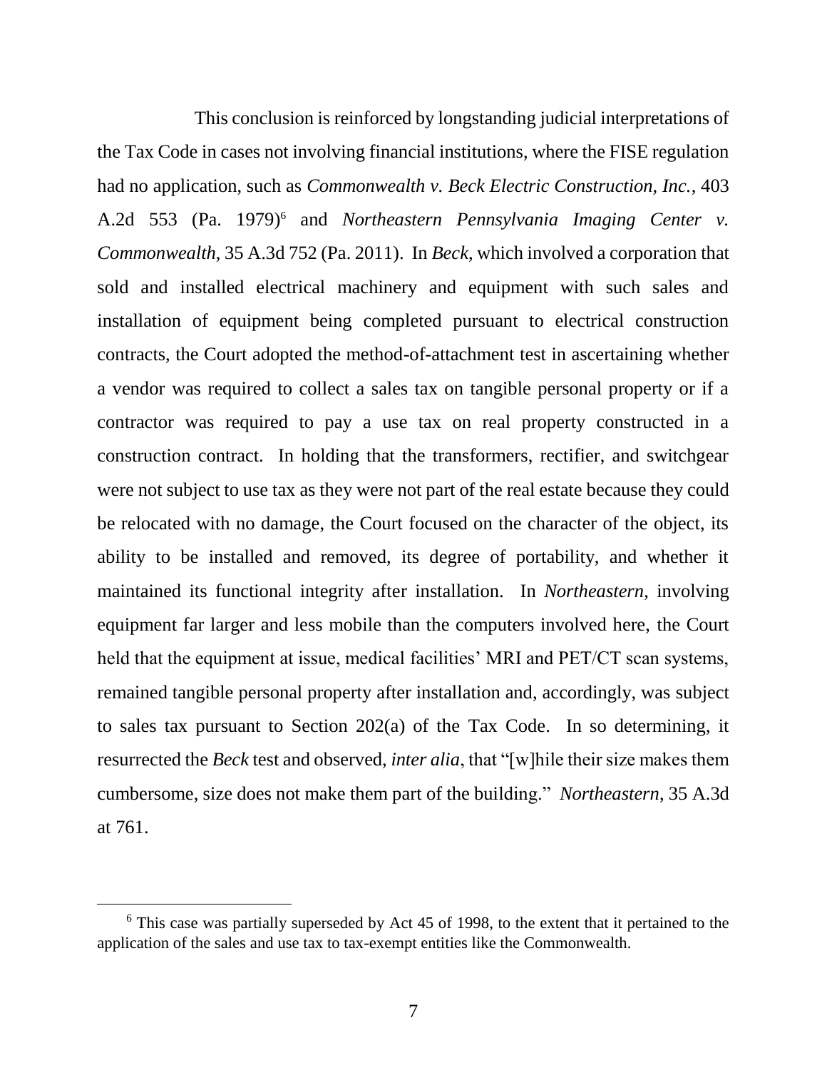This conclusion is reinforced by longstanding judicial interpretations of the Tax Code in cases not involving financial institutions, where the FISE regulation had no application, such as *Commonwealth v. Beck Electric Construction, Inc.*, 403 A.2d 553 (Pa. 1979)[6] and *Northeastern Pennsylvania Imaging Center v. Commonwealth*, 35 A.3d 752 (Pa. 2011). In *Beck*, which involved a corporation that sold and installed electrical machinery and equipment with such sales and installation of equipment being completed pursuant to electrical construction contracts, the Court adopted the method-of-attachment test in ascertaining whether a vendor was required to collect a sales tax on tangible personal property or if a contractor was required to pay a use tax on real property constructed in a construction contract. In holding that the transformers, rectifier, and switchgear were not subject to use tax as they were not part of the real estate because they could be relocated with no damage, the Court focused on the character of the object, its ability to be installed and removed, its degree of portability, and whether it maintained its functional integrity after installation. In *Northeastern*, involving equipment far larger and less mobile than the computers involved here, the Court held that the equipment at issue, medical facilities' MRI and PET/CT scan systems, remained tangible personal property after installation and, accordingly, was subject to sales tax pursuant to Section 202(a) of the Tax Code. In so determining, it resurrected the *Beck* test and observed, *inter alia*, that "[w]hile their size makes them cumbersome, size does not make them part of the building." *Northeastern*, 35 A.3d at 761.

---

[6] This case was partially superseded by Act 45 of 1998, to the extent that it pertained to the application of the sales and use tax to tax-exempt entities like the Commonwealth.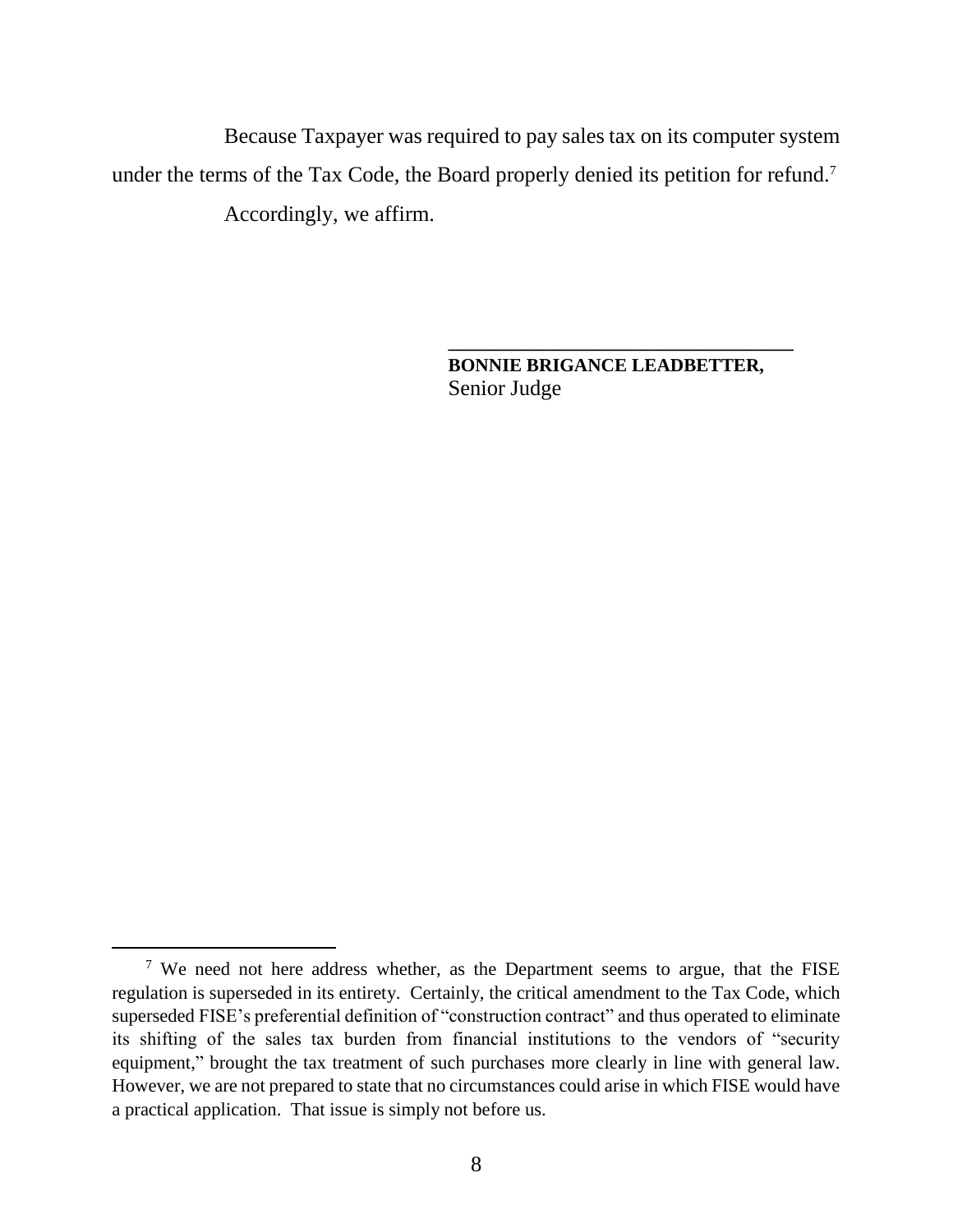Because Taxpayer was required to pay sales tax on its computer system under the terms of the Tax Code, the Board properly denied its petition for refund.[7]

Accordingly, we affirm.

\_\_\_\_\_\_\_\_\_\_\_\_\_\_\_\_\_\_\_\_\_\_\_\_\_\_\_\_\_\_\_\_\_\_\_\_

**BONNIE BRIGANCE LEADBETTER,**
Senior Judge

---

[7] We need not here address whether, as the Department seems to argue, that the FISE regulation is superseded in its entirety. Certainly, the critical amendment to the Tax Code, which superseded FISE's preferential definition of "construction contract" and thus operated to eliminate its shifting of the sales tax burden from financial institutions to the vendors of "security equipment," brought the tax treatment of such purchases more clearly in line with general law. However, we are not prepared to state that no circumstances could arise in which FISE would have a practical application. That issue is simply not before us.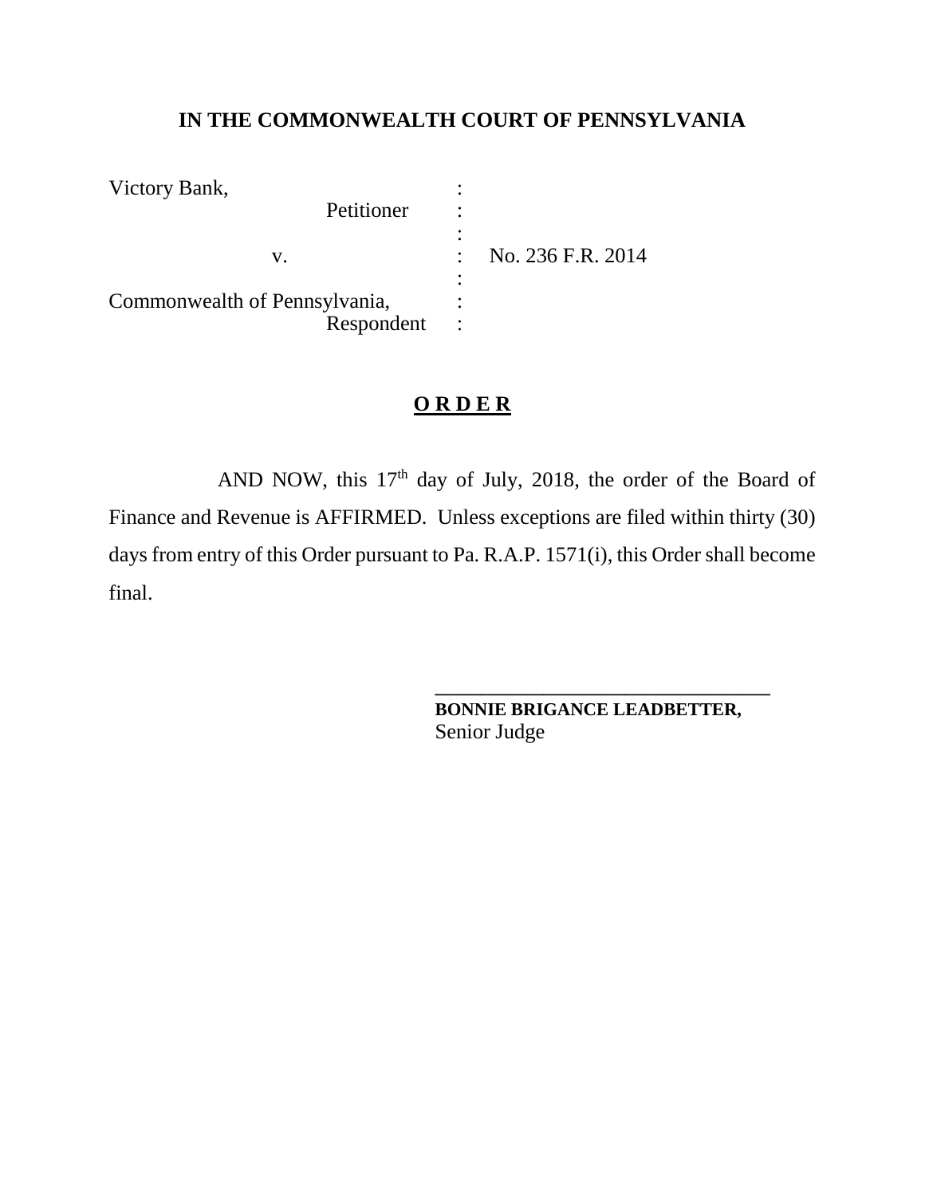**IN THE COMMONWEALTH COURT OF PENNSYLVANIA**

| | | |
|---|---|---|
| Victory Bank, Petitioner | : | |
| v. | : | No. 236 F.R. 2014 |
| Commonwealth of Pennsylvania, Respondent | : | |

**O R D E R**

AND NOW, this 17th day of July, 2018, the order of the Board of Finance and Revenue is AFFIRMED. Unless exceptions are filed within thirty (30) days from entry of this Order pursuant to Pa. R.A.P. 1571(i), this Order shall become final.

\_\_\_\_\_\_\_\_\_\_\_\_\_\_\_\_\_\_\_\_\_\_\_\_\_\_\_\_\_\_\_\_\_\_\_\_

**BONNIE BRIGANCE LEADBETTER,**
Senior Judge